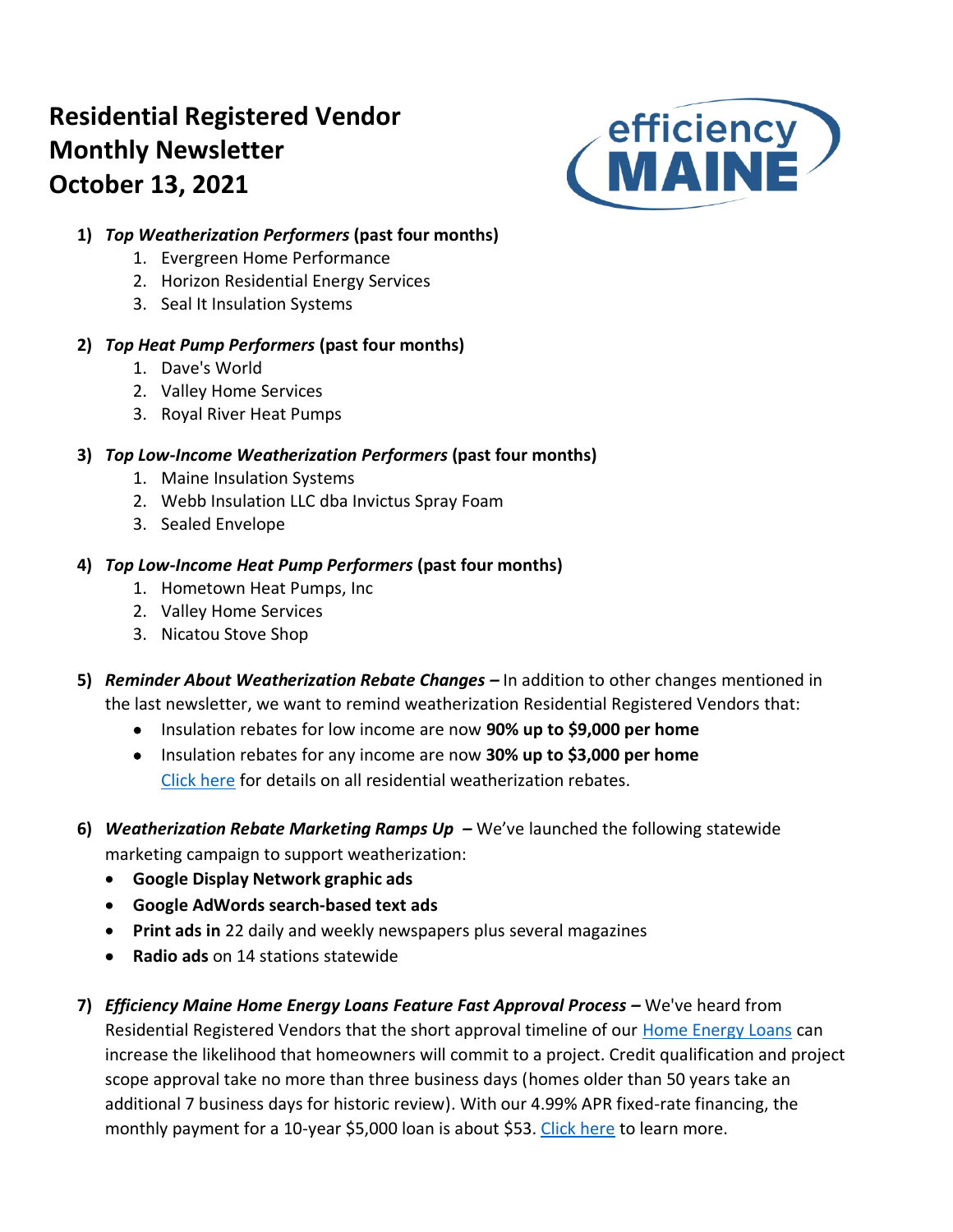# Residential Registered Vendor Monthly Newsletter October 13, 2021

1) ***Top Weatherization Performers* (past four months)**
    1. Evergreen Home Performance
    2. Horizon Residential Energy Services
    3. Seal It Insulation Systems

2) ***Top Heat Pump Performers* (past four months)**
    1. Dave's World
    2. Valley Home Services
    3. Royal River Heat Pumps

3) ***Top Low-Income Weatherization Performers* (past four months)**
    1. Maine Insulation Systems
    2. Webb Insulation LLC dba Invictus Spray Foam
    3. Sealed Envelope

4) ***Top Low-Income Heat Pump Performers* (past four months)**
    1. Hometown Heat Pumps, Inc
    2. Valley Home Services
    3. Nicatou Stove Shop

5) ***Reminder About Weatherization Rebate Changes* –** In addition to other changes mentioned in the last newsletter, we want to remind weatherization Residential Registered Vendors that:
    - Insulation rebates for low income are now **90% up to $9,000 per home**
    - Insulation rebates for any income are now **30% up to $3,000 per home**

    Click here for details on all residential weatherization rebates.

6) ***Weatherization Rebate Marketing Ramps Up* –** We've launched the following statewide marketing campaign to support weatherization:
    - **Google Display Network graphic ads**
    - **Google AdWords search-based text ads**
    - **Print ads in** 22 daily and weekly newspapers plus several magazines
    - **Radio ads** on 14 stations statewide

7) ***Efficiency Maine Home Energy Loans Feature Fast Approval Process* –** We've heard from Residential Registered Vendors that the short approval timeline of our Home Energy Loans can increase the likelihood that homeowners will commit to a project. Credit qualification and project scope approval take no more than three business days (homes older than 50 years take an additional 7 business days for historic review). With our 4.99% APR fixed-rate financing, the monthly payment for a 10-year $5,000 loan is about $53. Click here to learn more.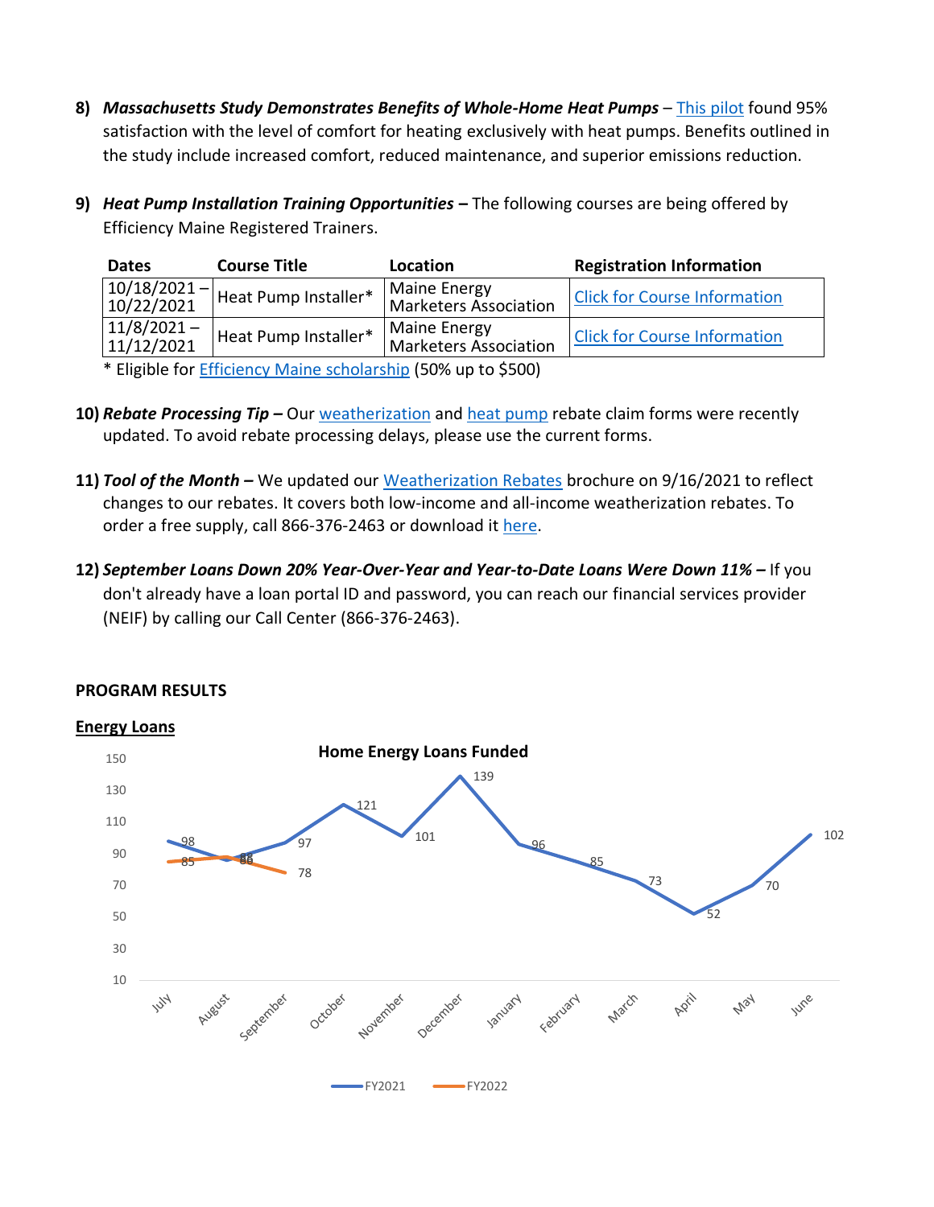8) ***Massachusetts Study Demonstrates Benefits of Whole-Home Heat Pumps*** – This pilot found 95% satisfaction with the level of comfort for heating exclusively with heat pumps. Benefits outlined in the study include increased comfort, reduced maintenance, and superior emissions reduction.

9) ***Heat Pump Installation Training Opportunities*** **–** The following courses are being offered by Efficiency Maine Registered Trainers.

| Dates | Course Title | Location | Registration Information |
|---|---|---|---|
| 10/18/2021 – 10/22/2021 | Heat Pump Installer* | Maine Energy Marketers Association | Click for Course Information |
| 11/8/2021 – 11/12/2021 | Heat Pump Installer* | Maine Energy Marketers Association | Click for Course Information |

\* Eligible for Efficiency Maine scholarship (50% up to $500)

10) ***Rebate Processing Tip*** **–** Our weatherization and heat pump rebate claim forms were recently updated. To avoid rebate processing delays, please use the current forms.

11) ***Tool of the Month*** **–** We updated our Weatherization Rebates brochure on 9/16/2021 to reflect changes to our rebates. It covers both low-income and all-income weatherization rebates. To order a free supply, call 866-376-2463 or download it here.

12) ***September Loans Down 20% Year-Over-Year and Year-to-Date Loans Were Down 11%*** **–** If you don't already have a loan portal ID and password, you can reach our financial services provider (NEIF) by calling our Call Center (866-376-2463).

## PROGRAM RESULTS

### Energy Loans

**Home Energy Loans Funded**

| Month | FY2021 | FY2022 |
|---|---|---|
| July | 98 | 85 |
| August | 86 | 88 |
| September | 97 | 78 |
| October | 121 | |
| November | 101 | |
| December | 139 | |
| January | 96 | |
| February | 85 | |
| March | 73 | |
| April | 52 | |
| May | 70 | |
| June | 102 | |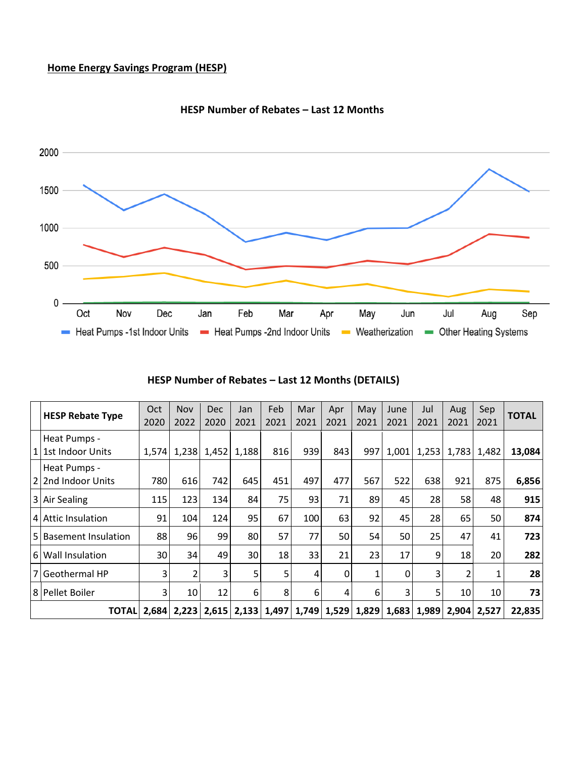**Home Energy Savings Program (HESP)**

**HESP Number of Rebates – Last 12 Months**

**HESP Number of Rebates – Last 12 Months (DETAILS)**

| | HESP Rebate Type | Oct 2020 | Nov 2022 | Dec 2020 | Jan 2021 | Feb 2021 | Mar 2021 | Apr 2021 | May 2021 | June 2021 | Jul 2021 | Aug 2021 | Sep 2021 | TOTAL |
|---|---|---|---|---|---|---|---|---|---|---|---|---|---|---|
| 1 | Heat Pumps - 1st Indoor Units | 1,574 | 1,238 | 1,452 | 1,188 | 816 | 939 | 843 | 997 | 1,001 | 1,253 | 1,783 | 1,482 | **13,084** |
| 2 | Heat Pumps - 2nd Indoor Units | 780 | 616 | 742 | 645 | 451 | 497 | 477 | 567 | 522 | 638 | 921 | 875 | **6,856** |
| 3 | Air Sealing | 115 | 123 | 134 | 84 | 75 | 93 | 71 | 89 | 45 | 28 | 58 | 48 | **915** |
| 4 | Attic Insulation | 91 | 104 | 124 | 95 | 67 | 100 | 63 | 92 | 45 | 28 | 65 | 50 | **874** |
| 5 | Basement Insulation | 88 | 96 | 99 | 80 | 57 | 77 | 50 | 54 | 50 | 25 | 47 | 41 | **723** |
| 6 | Wall Insulation | 30 | 34 | 49 | 30 | 18 | 33 | 21 | 23 | 17 | 9 | 18 | 20 | **282** |
| 7 | Geothermal HP | 3 | 2 | 3 | 5 | 5 | 4 | 0 | 1 | 0 | 3 | 2 | 1 | **28** |
| 8 | Pellet Boiler | 3 | 10 | 12 | 6 | 8 | 6 | 4 | 6 | 3 | 5 | 10 | 10 | **73** |
| | **TOTAL** | **2,684** | **2,223** | **2,615** | **2,133** | **1,497** | **1,749** | **1,529** | **1,829** | **1,683** | **1,989** | **2,904** | **2,527** | **22,835** |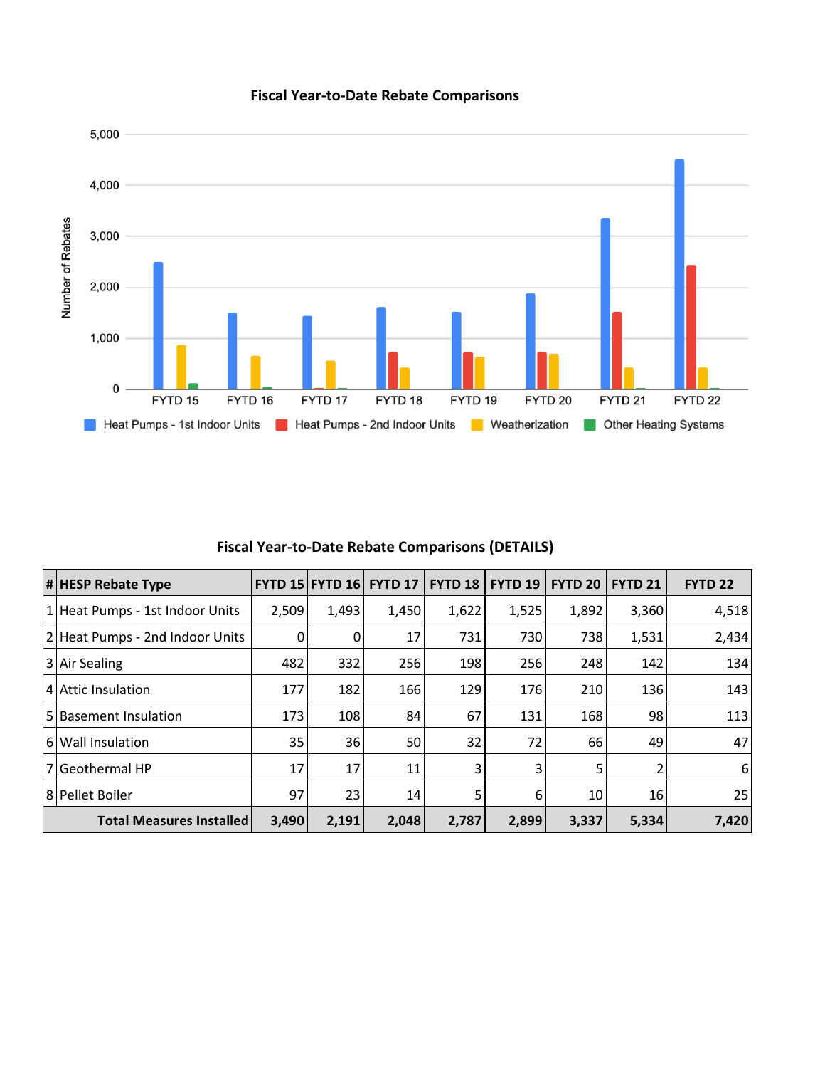## Fiscal Year-to-Date Rebate Comparisons

## Fiscal Year-to-Date Rebate Comparisons (DETAILS)

| # | HESP Rebate Type | FYTD 15 | FYTD 16 | FYTD 17 | FYTD 18 | FYTD 19 | FYTD 20 | FYTD 21 | FYTD 22 |
|---|---|---|---|---|---|---|---|---|---|
| 1 | Heat Pumps - 1st Indoor Units | 2,509 | 1,493 | 1,450 | 1,622 | 1,525 | 1,892 | 3,360 | 4,518 |
| 2 | Heat Pumps - 2nd Indoor Units | 0 | 0 | 17 | 731 | 730 | 738 | 1,531 | 2,434 |
| 3 | Air Sealing | 482 | 332 | 256 | 198 | 256 | 248 | 142 | 134 |
| 4 | Attic Insulation | 177 | 182 | 166 | 129 | 176 | 210 | 136 | 143 |
| 5 | Basement Insulation | 173 | 108 | 84 | 67 | 131 | 168 | 98 | 113 |
| 6 | Wall Insulation | 35 | 36 | 50 | 32 | 72 | 66 | 49 | 47 |
| 7 | Geothermal HP | 17 | 17 | 11 | 3 | 3 | 5 | 2 | 6 |
| 8 | Pellet Boiler | 97 | 23 | 14 | 5 | 6 | 10 | 16 | 25 |
| | **Total Measures Installed** | **3,490** | **2,191** | **2,048** | **2,787** | **2,899** | **3,337** | **5,334** | **7,420** |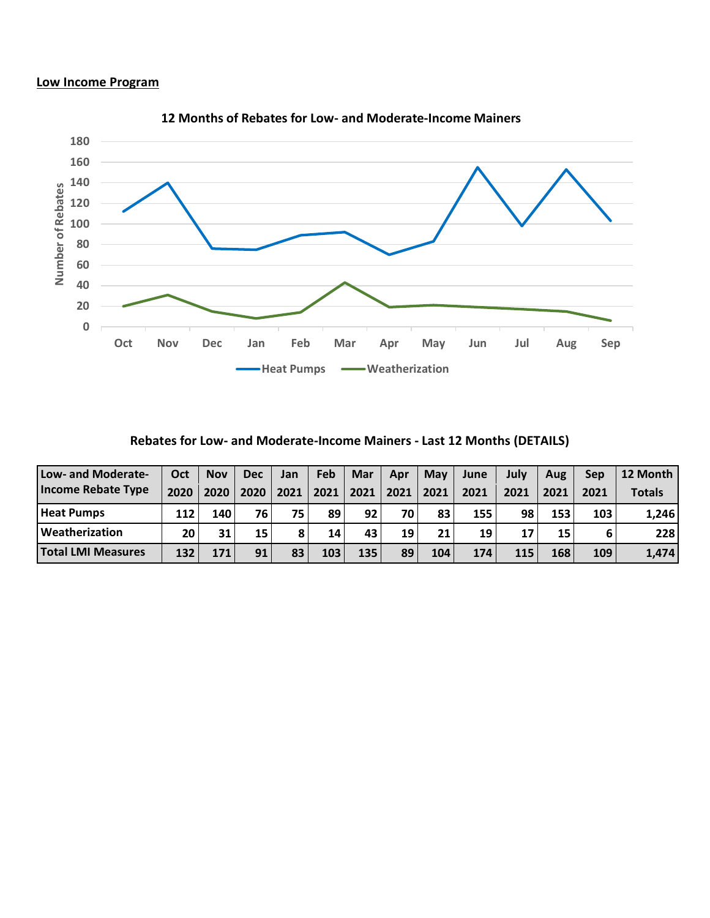**Low Income Program**

12 Months of Rebates for Low- and Moderate-Income Mainers

Number of Rebates

180
160
140
120
100
80
60
40
20
0

Oct Nov Dec Jan Feb Mar Apr May Jun Jul Aug Sep

Heat Pumps Weatherization

**Rebates for Low- and Moderate-Income Mainers - Last 12 Months (DETAILS)**

| Low- and Moderate-Income Rebate Type | Oct 2020 | Nov 2020 | Dec 2020 | Jan 2021 | Feb 2021 | Mar 2021 | Apr 2021 | May 2021 | June 2021 | July 2021 | Aug 2021 | Sep 2021 | 12 Month Totals |
|---|---|---|---|---|---|---|---|---|---|---|---|---|---|
| Heat Pumps | 112 | 140 | 76 | 75 | 89 | 92 | 70 | 83 | 155 | 98 | 153 | 103 | 1,246 |
| Weatherization | 20 | 31 | 15 | 8 | 14 | 43 | 19 | 21 | 19 | 17 | 15 | 6 | 228 |
| Total LMI Measures | 132 | 171 | 91 | 83 | 103 | 135 | 89 | 104 | 174 | 115 | 168 | 109 | 1,474 |